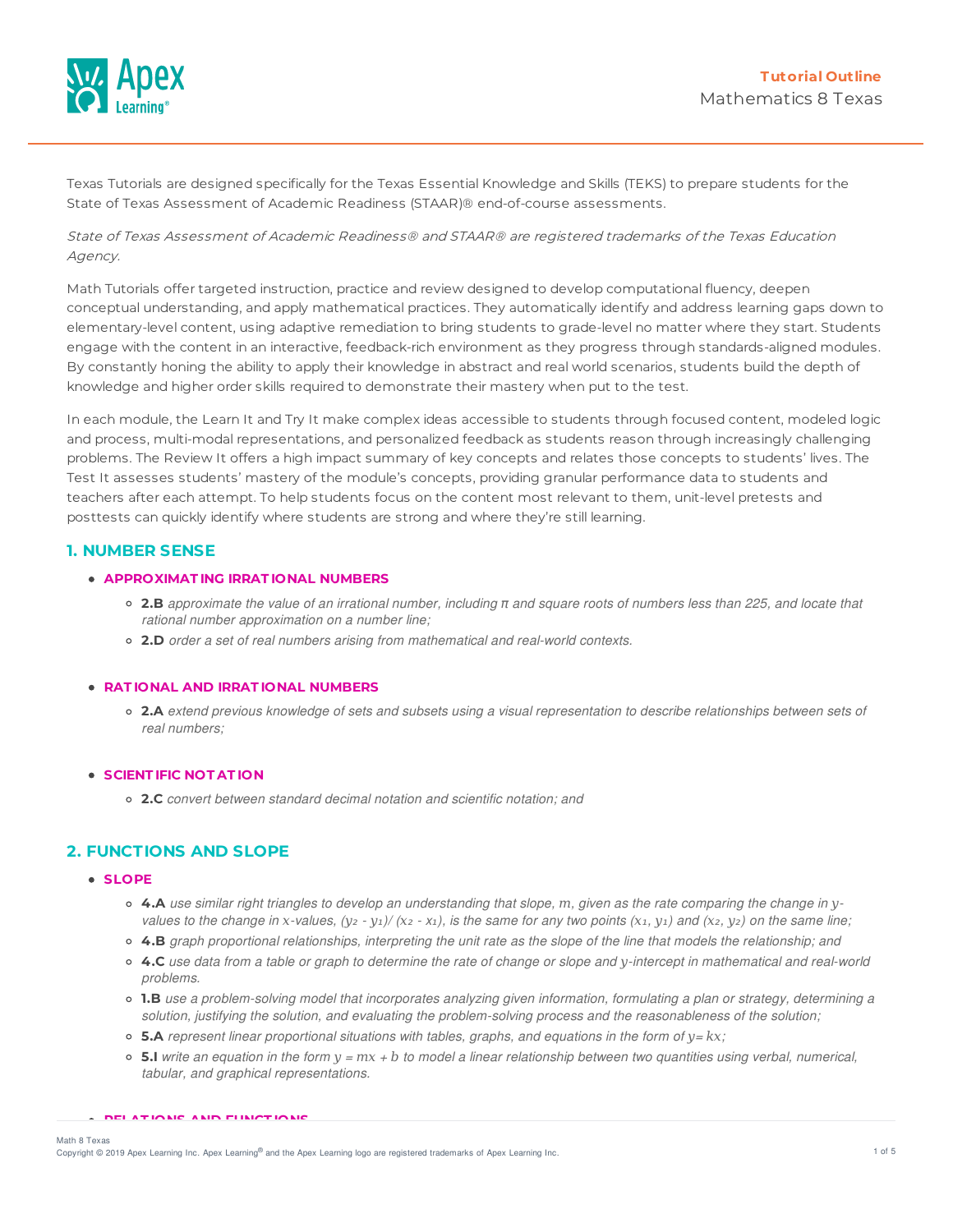# Tutorial Outline
## Mathematics 8 Texas

Texas Tutorials are designed specifically for the Texas Essential Knowledge and Skills (TEKS) to prepare students for the State of Texas Assessment of Academic Readiness (STAAR)® end-of-course assessments.

*State of Texas Assessment of Academic Readiness® and STAAR® are registered trademarks of the Texas Education Agency.*

Math Tutorials offer targeted instruction, practice and review designed to develop computational fluency, deepen conceptual understanding, and apply mathematical practices. They automatically identify and address learning gaps down to elementary-level content, using adaptive remediation to bring students to grade-level no matter where they start. Students engage with the content in an interactive, feedback-rich environment as they progress through standards-aligned modules. By constantly honing the ability to apply their knowledge in abstract and real world scenarios, students build the depth of knowledge and higher order skills required to demonstrate their mastery when put to the test.

In each module, the Learn It and Try It make complex ideas accessible to students through focused content, modeled logic and process, multi-modal representations, and personalized feedback as students reason through increasingly challenging problems. The Review It offers a high impact summary of key concepts and relates those concepts to students' lives. The Test It assesses students' mastery of the module's concepts, providing granular performance data to students and teachers after each attempt. To help students focus on the content most relevant to them, unit-level pretests and posttests can quickly identify where students are strong and where they're still learning.

## 1. NUMBER SENSE

- **APPROXIMATING IRRATIONAL NUMBERS**
  - **2.B** *approximate the value of an irrational number, including π and square roots of numbers less than 225, and locate that rational number approximation on a number line;*
  - **2.D** *order a set of real numbers arising from mathematical and real-world contexts.*

- **RATIONAL AND IRRATIONAL NUMBERS**
  - **2.A** *extend previous knowledge of sets and subsets using a visual representation to describe relationships between sets of real numbers;*

- **SCIENTIFIC NOTATION**
  - **2.C** *convert between standard decimal notation and scientific notation; and*

## 2. FUNCTIONS AND SLOPE

- **SLOPE**
  - **4.A** *use similar right triangles to develop an understanding that slope, $m$, given as the rate comparing the change in $y$-values to the change in $x$-values, $(y_2 - y_1)/(x_2 - x_1)$, is the same for any two points $(x_1, y_1)$ and $(x_2, y_2)$ on the same line;*
  - **4.B** *graph proportional relationships, interpreting the unit rate as the slope of the line that models the relationship; and*
  - **4.C** *use data from a table or graph to determine the rate of change or slope and $y$-intercept in mathematical and real-world problems.*
  - **1.B** *use a problem-solving model that incorporates analyzing given information, formulating a plan or strategy, determining a solution, justifying the solution, and evaluating the problem-solving process and the reasonableness of the solution;*
  - **5.A** *represent linear proportional situations with tables, graphs, and equations in the form of $y = kx$;*
  - **5.I** *write an equation in the form $y = mx + b$ to model a linear relationship between two quantities using verbal, numerical, tabular, and graphical representations.*

- **RELATIONS AND FUNCTIONS**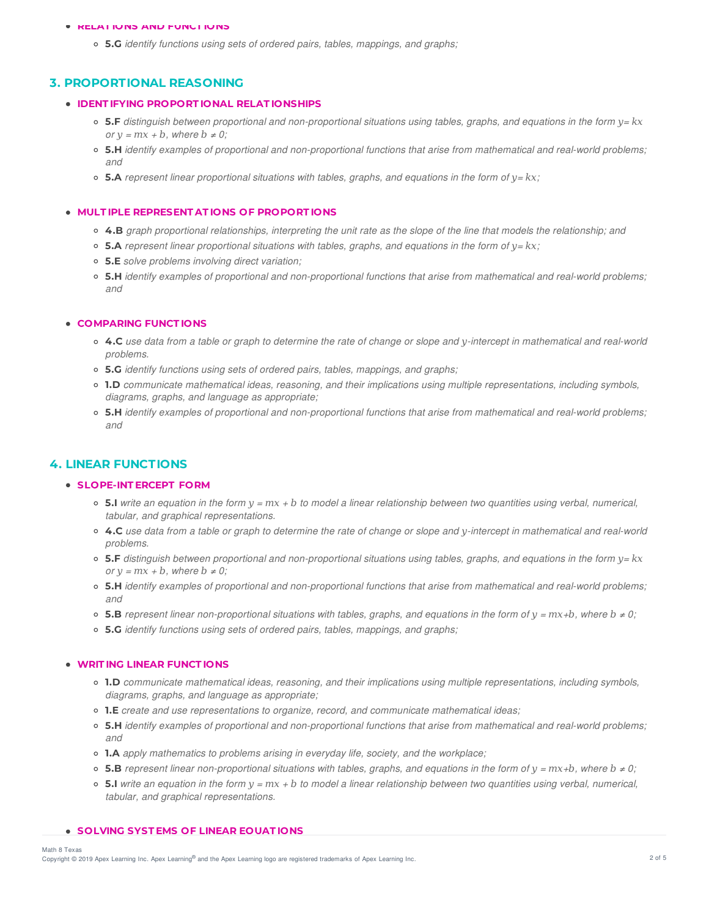- **RELATIONS AND FUNCTIONS**
  - **5.G** *identify functions using sets of ordered pairs, tables, mappings, and graphs;*

## 3. PROPORTIONAL REASONING

- **IDENTIFYING PROPORTIONAL RELATIONSHIPS**
  - **5.F** *distinguish between proportional and non-proportional situations using tables, graphs, and equations in the form $y = kx$ or $y = mx + b$, where $b \neq 0$;*
  - **5.H** *identify examples of proportional and non-proportional functions that arise from mathematical and real-world problems; and*
  - **5.A** *represent linear proportional situations with tables, graphs, and equations in the form of $y = kx$;*

- **MULTIPLE REPRESENTATIONS OF PROPORTIONS**
  - **4.B** *graph proportional relationships, interpreting the unit rate as the slope of the line that models the relationship; and*
  - **5.A** *represent linear proportional situations with tables, graphs, and equations in the form of $y = kx$;*
  - **5.E** *solve problems involving direct variation;*
  - **5.H** *identify examples of proportional and non-proportional functions that arise from mathematical and real-world problems; and*

- **COMPARING FUNCTIONS**
  - **4.C** *use data from a table or graph to determine the rate of change or slope and $y$-intercept in mathematical and real-world problems.*
  - **5.G** *identify functions using sets of ordered pairs, tables, mappings, and graphs;*
  - **1.D** *communicate mathematical ideas, reasoning, and their implications using multiple representations, including symbols, diagrams, graphs, and language as appropriate;*
  - **5.H** *identify examples of proportional and non-proportional functions that arise from mathematical and real-world problems; and*

## 4. LINEAR FUNCTIONS

- **SLOPE-INTERCEPT FORM**
  - **5.I** *write an equation in the form $y = mx + b$ to model a linear relationship between two quantities using verbal, numerical, tabular, and graphical representations.*
  - **4.C** *use data from a table or graph to determine the rate of change or slope and $y$-intercept in mathematical and real-world problems.*
  - **5.F** *distinguish between proportional and non-proportional situations using tables, graphs, and equations in the form $y = kx$ or $y = mx + b$, where $b \neq 0$;*
  - **5.H** *identify examples of proportional and non-proportional functions that arise from mathematical and real-world problems; and*
  - **5.B** *represent linear non-proportional situations with tables, graphs, and equations in the form of $y = mx+b$, where $b \neq 0$;*
  - **5.G** *identify functions using sets of ordered pairs, tables, mappings, and graphs;*

- **WRITING LINEAR FUNCTIONS**
  - **1.D** *communicate mathematical ideas, reasoning, and their implications using multiple representations, including symbols, diagrams, graphs, and language as appropriate;*
  - **1.E** *create and use representations to organize, record, and communicate mathematical ideas;*
  - **5.H** *identify examples of proportional and non-proportional functions that arise from mathematical and real-world problems; and*
  - **1.A** *apply mathematics to problems arising in everyday life, society, and the workplace;*
  - **5.B** *represent linear non-proportional situations with tables, graphs, and equations in the form of $y = mx+b$, where $b \neq 0$;*
  - **5.I** *write an equation in the form $y = mx + b$ to model a linear relationship between two quantities using verbal, numerical, tabular, and graphical representations.*

- **SOLVING SYSTEMS OF LINEAR EQUATIONS**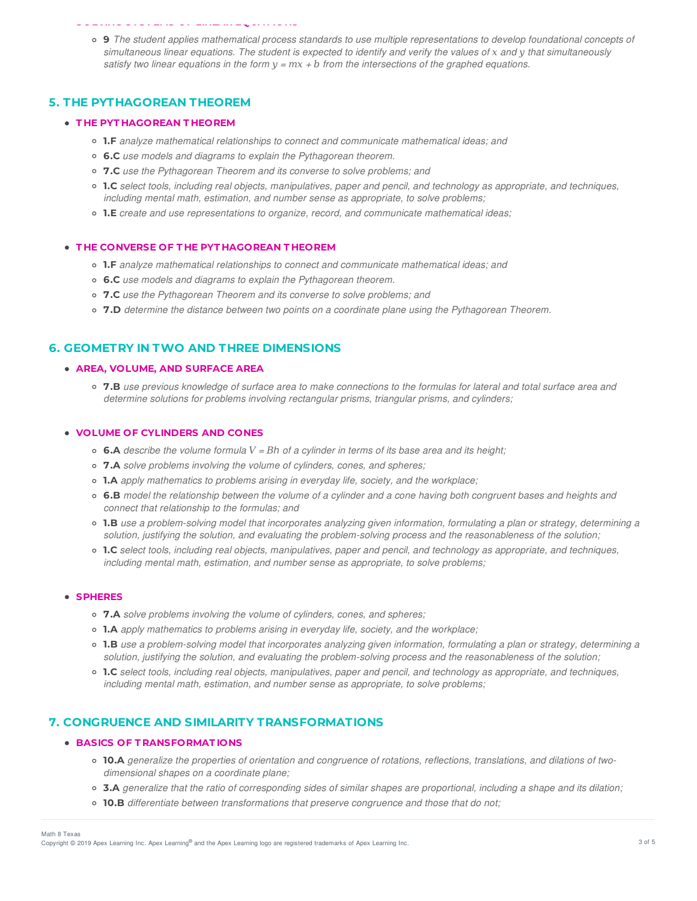- **9** *The student applies mathematical process standards to use multiple representations to develop foundational concepts of simultaneous linear equations. The student is expected to identify and verify the values of $x$ and $y$ that simultaneously satisfy two linear equations in the form $y = mx + b$ from the intersections of the graphed equations.*

## 5. THE PYTHAGOREAN THEOREM

- **THE PYTHAGOREAN THEOREM**
  - **1.F** *analyze mathematical relationships to connect and communicate mathematical ideas; and*
  - **6.C** *use models and diagrams to explain the Pythagorean theorem.*
  - **7.C** *use the Pythagorean Theorem and its converse to solve problems; and*
  - **1.C** *select tools, including real objects, manipulatives, paper and pencil, and technology as appropriate, and techniques, including mental math, estimation, and number sense as appropriate, to solve problems;*
  - **1.E** *create and use representations to organize, record, and communicate mathematical ideas;*

- **THE CONVERSE OF THE PYTHAGOREAN THEOREM**
  - **1.F** *analyze mathematical relationships to connect and communicate mathematical ideas; and*
  - **6.C** *use models and diagrams to explain the Pythagorean theorem.*
  - **7.C** *use the Pythagorean Theorem and its converse to solve problems; and*
  - **7.D** *determine the distance between two points on a coordinate plane using the Pythagorean Theorem.*

## 6. GEOMETRY IN TWO AND THREE DIMENSIONS

- **AREA, VOLUME, AND SURFACE AREA**
  - **7.B** *use previous knowledge of surface area to make connections to the formulas for lateral and total surface area and determine solutions for problems involving rectangular prisms, triangular prisms, and cylinders;*

- **VOLUME OF CYLINDERS AND CONES**
  - **6.A** *describe the volume formula $V = Bh$ of a cylinder in terms of its base area and its height;*
  - **7.A** *solve problems involving the volume of cylinders, cones, and spheres;*
  - **1.A** *apply mathematics to problems arising in everyday life, society, and the workplace;*
  - **6.B** *model the relationship between the volume of a cylinder and a cone having both congruent bases and heights and connect that relationship to the formulas; and*
  - **1.B** *use a problem-solving model that incorporates analyzing given information, formulating a plan or strategy, determining a solution, justifying the solution, and evaluating the problem-solving process and the reasonableness of the solution;*
  - **1.C** *select tools, including real objects, manipulatives, paper and pencil, and technology as appropriate, and techniques, including mental math, estimation, and number sense as appropriate, to solve problems;*

- **SPHERES**
  - **7.A** *solve problems involving the volume of cylinders, cones, and spheres;*
  - **1.A** *apply mathematics to problems arising in everyday life, society, and the workplace;*
  - **1.B** *use a problem-solving model that incorporates analyzing given information, formulating a plan or strategy, determining a solution, justifying the solution, and evaluating the problem-solving process and the reasonableness of the solution;*
  - **1.C** *select tools, including real objects, manipulatives, paper and pencil, and technology as appropriate, and techniques, including mental math, estimation, and number sense as appropriate, to solve problems;*

## 7. CONGRUENCE AND SIMILARITY TRANSFORMATIONS

- **BASICS OF TRANSFORMATIONS**
  - **10.A** *generalize the properties of orientation and congruence of rotations, reflections, translations, and dilations of two-dimensional shapes on a coordinate plane;*
  - **3.A** *generalize that the ratio of corresponding sides of similar shapes are proportional, including a shape and its dilation;*
  - **10.B** *differentiate between transformations that preserve congruence and those that do not;*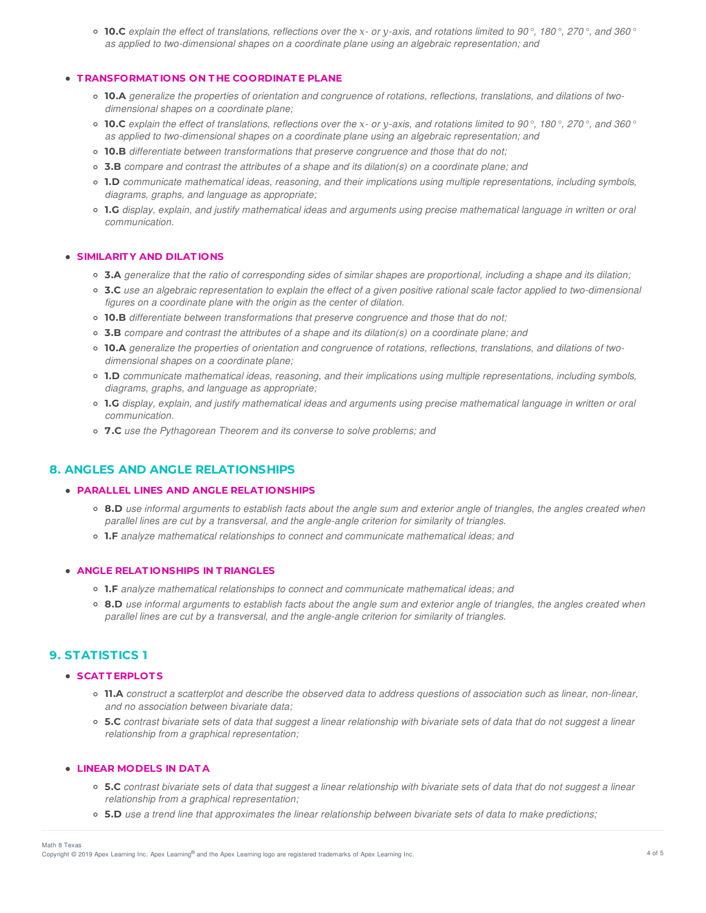- **10.C** *explain the effect of translations, reflections over the $x$- or $y$-axis, and rotations limited to 90°, 180°, 270°, and 360° as applied to two-dimensional shapes on a coordinate plane using an algebraic representation; and*

- **TRANSFORMATIONS ON THE COORDINATE PLANE**
  - **10.A** *generalize the properties of orientation and congruence of rotations, reflections, translations, and dilations of two-dimensional shapes on a coordinate plane;*
  - **10.C** *explain the effect of translations, reflections over the $x$- or $y$-axis, and rotations limited to 90°, 180°, 270°, and 360° as applied to two-dimensional shapes on a coordinate plane using an algebraic representation; and*
  - **10.B** *differentiate between transformations that preserve congruence and those that do not;*
  - **3.B** *compare and contrast the attributes of a shape and its dilation(s) on a coordinate plane; and*
  - **1.D** *communicate mathematical ideas, reasoning, and their implications using multiple representations, including symbols, diagrams, graphs, and language as appropriate;*
  - **1.G** *display, explain, and justify mathematical ideas and arguments using precise mathematical language in written or oral communication.*

- **SIMILARITY AND DILATIONS**
  - **3.A** *generalize that the ratio of corresponding sides of similar shapes are proportional, including a shape and its dilation;*
  - **3.C** *use an algebraic representation to explain the effect of a given positive rational scale factor applied to two-dimensional figures on a coordinate plane with the origin as the center of dilation.*
  - **10.B** *differentiate between transformations that preserve congruence and those that do not;*
  - **3.B** *compare and contrast the attributes of a shape and its dilation(s) on a coordinate plane; and*
  - **10.A** *generalize the properties of orientation and congruence of rotations, reflections, translations, and dilations of two-dimensional shapes on a coordinate plane;*
  - **1.D** *communicate mathematical ideas, reasoning, and their implications using multiple representations, including symbols, diagrams, graphs, and language as appropriate;*
  - **1.G** *display, explain, and justify mathematical ideas and arguments using precise mathematical language in written or oral communication.*
  - **7.C** *use the Pythagorean Theorem and its converse to solve problems; and*

## 8. ANGLES AND ANGLE RELATIONSHIPS

- **PARALLEL LINES AND ANGLE RELATIONSHIPS**
  - **8.D** *use informal arguments to establish facts about the angle sum and exterior angle of triangles, the angles created when parallel lines are cut by a transversal, and the angle-angle criterion for similarity of triangles.*
  - **1.F** *analyze mathematical relationships to connect and communicate mathematical ideas; and*

- **ANGLE RELATIONSHIPS IN TRIANGLES**
  - **1.F** *analyze mathematical relationships to connect and communicate mathematical ideas; and*
  - **8.D** *use informal arguments to establish facts about the angle sum and exterior angle of triangles, the angles created when parallel lines are cut by a transversal, and the angle-angle criterion for similarity of triangles.*

## 9. STATISTICS 1

- **SCATTERPLOTS**
  - **11.A** *construct a scatterplot and describe the observed data to address questions of association such as linear, non-linear, and no association between bivariate data;*
  - **5.C** *contrast bivariate sets of data that suggest a linear relationship with bivariate sets of data that do not suggest a linear relationship from a graphical representation;*

- **LINEAR MODELS IN DATA**
  - **5.C** *contrast bivariate sets of data that suggest a linear relationship with bivariate sets of data that do not suggest a linear relationship from a graphical representation;*
  - **5.D** *use a trend line that approximates the linear relationship between bivariate sets of data to make predictions;*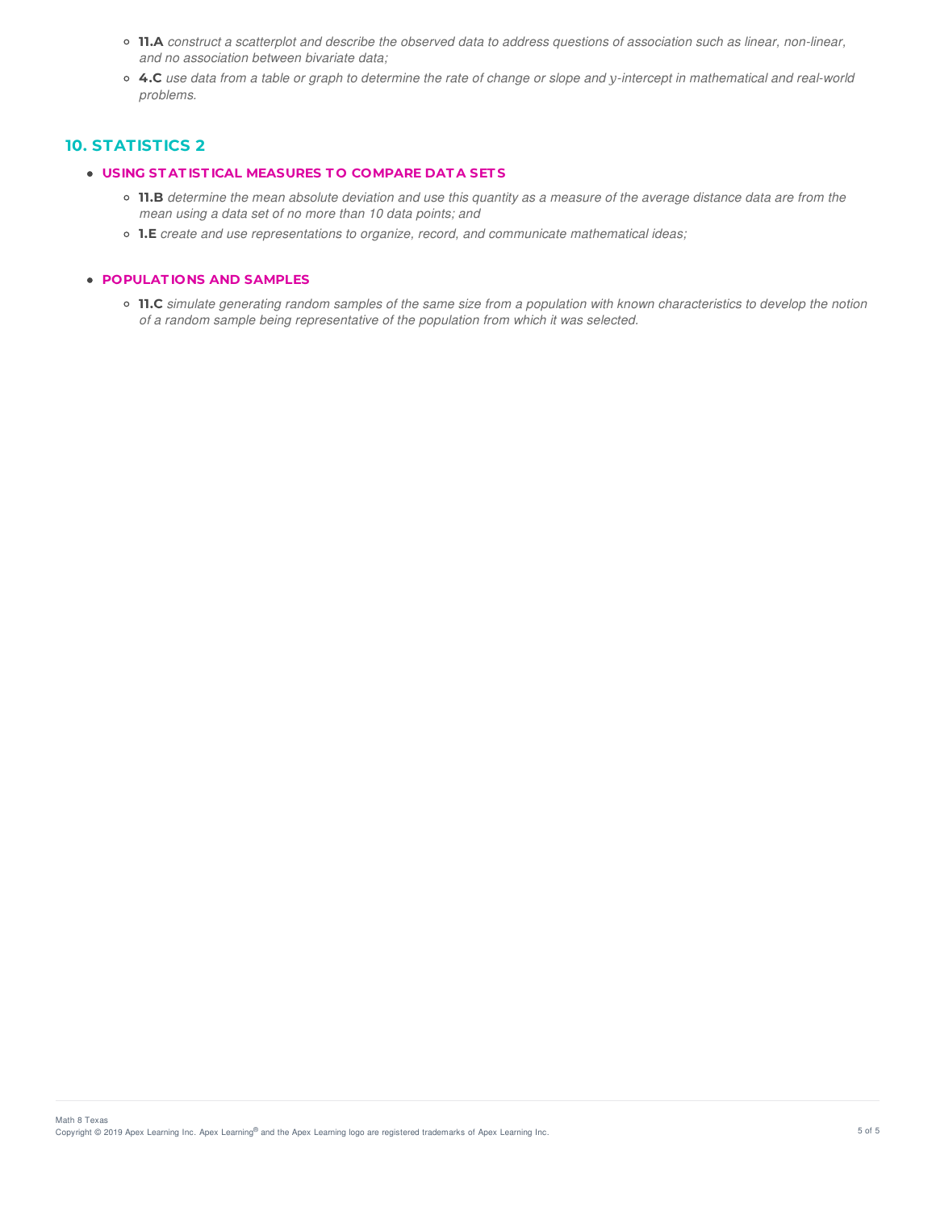- **11.A** *construct a scatterplot and describe the observed data to address questions of association such as linear, non-linear, and no association between bivariate data;*
- **4.C** *use data from a table or graph to determine the rate of change or slope and $y$-intercept in mathematical and real-world problems.*

## 10. STATISTICS 2

- **USING STATISTICAL MEASURES TO COMPARE DATA SETS**
  - **11.B** *determine the mean absolute deviation and use this quantity as a measure of the average distance data are from the mean using a data set of no more than 10 data points; and*
  - **1.E** *create and use representations to organize, record, and communicate mathematical ideas;*

- **POPULATIONS AND SAMPLES**
  - **11.C** *simulate generating random samples of the same size from a population with known characteristics to develop the notion of a random sample being representative of the population from which it was selected.*